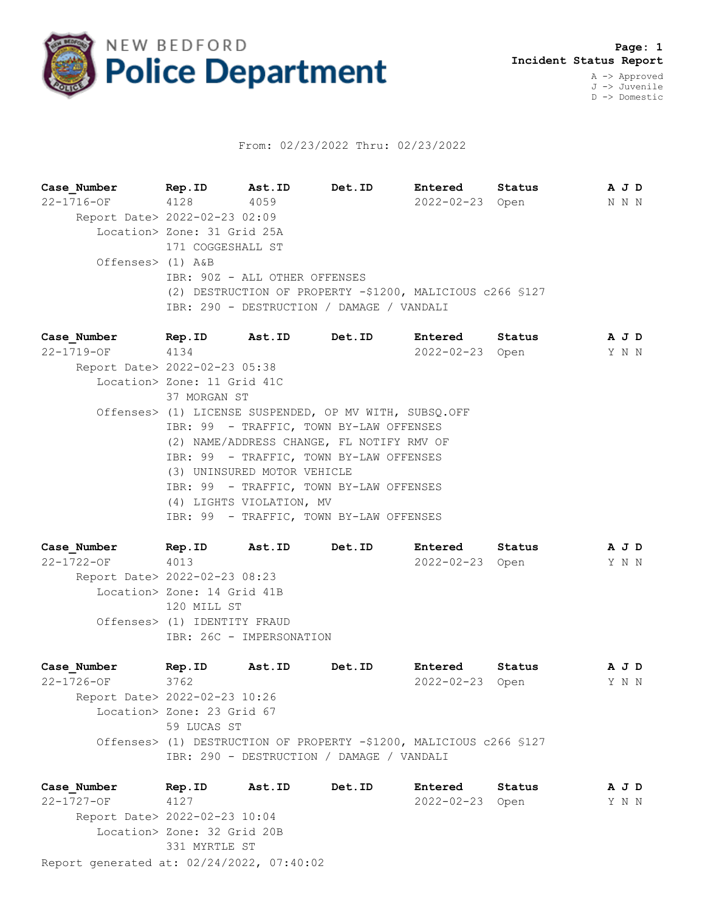# NEW BEDFORD Police Department

**Page: 1**
**Incident Status Report**

A -> Approved
J -> Juvenile
D -> Domestic

From: 02/23/2022 Thru: 02/23/2022

| Case_Number | Rep.ID | Ast.ID | Det.ID | Entered | Status | A J D |
|---|---|---|---|---|---|---|
| 22-1716-OF | 4128 | 4059 | | 2022-02-23 | Open | N N N |

Report Date> 2022-02-23 02:09
Location> Zone: 31 Grid 25A
171 COGGESHALL ST
Offenses> (1) A&B
IBR: 90Z - ALL OTHER OFFENSES
(2) DESTRUCTION OF PROPERTY -$1200, MALICIOUS c266 §127
IBR: 290 - DESTRUCTION / DAMAGE / VANDALI

| Case_Number | Rep.ID | Ast.ID | Det.ID | Entered | Status | A J D |
|---|---|---|---|---|---|---|
| 22-1719-OF | 4134 | | | 2022-02-23 | Open | Y N N |

Report Date> 2022-02-23 05:38
Location> Zone: 11 Grid 41C
37 MORGAN ST
Offenses> (1) LICENSE SUSPENDED, OP MV WITH, SUBSQ.OFF
IBR: 99 - TRAFFIC, TOWN BY-LAW OFFENSES
(2) NAME/ADDRESS CHANGE, FL NOTIFY RMV OF
IBR: 99 - TRAFFIC, TOWN BY-LAW OFFENSES
(3) UNINSURED MOTOR VEHICLE
IBR: 99 - TRAFFIC, TOWN BY-LAW OFFENSES
(4) LIGHTS VIOLATION, MV
IBR: 99 - TRAFFIC, TOWN BY-LAW OFFENSES

| Case_Number | Rep.ID | Ast.ID | Det.ID | Entered | Status | A J D |
|---|---|---|---|---|---|---|
| 22-1722-OF | 4013 | | | 2022-02-23 | Open | Y N N |

Report Date> 2022-02-23 08:23
Location> Zone: 14 Grid 41B
120 MILL ST
Offenses> (1) IDENTITY FRAUD
IBR: 26C - IMPERSONATION

| Case_Number | Rep.ID | Ast.ID | Det.ID | Entered | Status | A J D |
|---|---|---|---|---|---|---|
| 22-1726-OF | 3762 | | | 2022-02-23 | Open | Y N N |

Report Date> 2022-02-23 10:26
Location> Zone: 23 Grid 67
59 LUCAS ST
Offenses> (1) DESTRUCTION OF PROPERTY -$1200, MALICIOUS c266 §127
IBR: 290 - DESTRUCTION / DAMAGE / VANDALI

| Case_Number | Rep.ID | Ast.ID | Det.ID | Entered | Status | A J D |
|---|---|---|---|---|---|---|
| 22-1727-OF | 4127 | | | 2022-02-23 | Open | Y N N |

Report Date> 2022-02-23 10:04
Location> Zone: 32 Grid 20B
331 MYRTLE ST

Report generated at: 02/24/2022, 07:40:02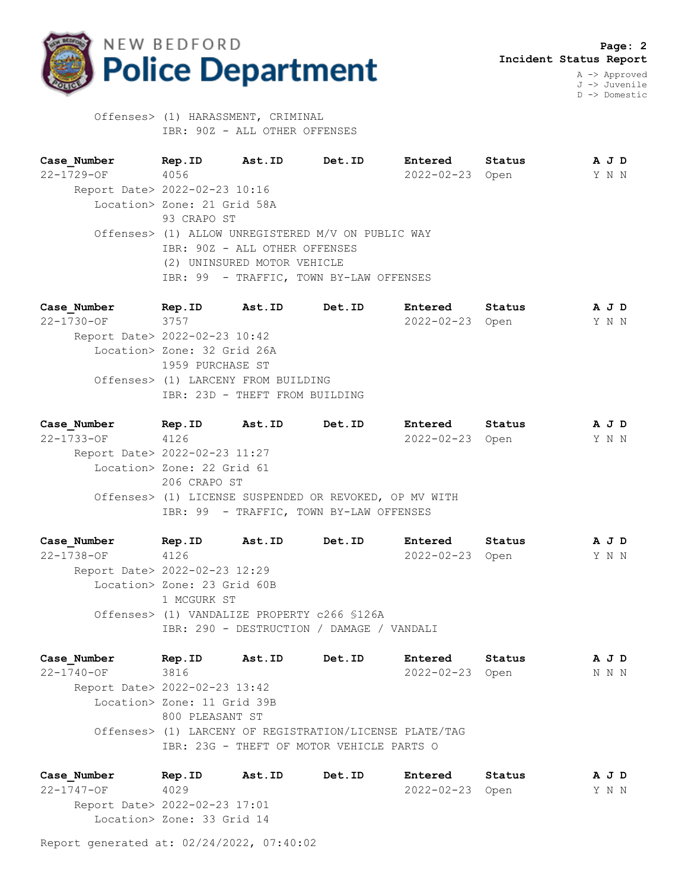Offenses> (1) HARASSMENT, CRIMINAL
IBR: 90Z - ALL OTHER OFFENSES

| Case_Number | Rep.ID | Ast.ID | Det.ID | Entered | Status | A J D |
|---|---|---|---|---|---|---|
| 22-1729-OF | 4056 | | | 2022-02-23 | Open | Y N N |

Report Date> 2022-02-23 10:16
Location> Zone: 21 Grid 58A
93 CRAPO ST
Offenses> (1) ALLOW UNREGISTERED M/V ON PUBLIC WAY
IBR: 90Z - ALL OTHER OFFENSES
(2) UNINSURED MOTOR VEHICLE
IBR: 99 - TRAFFIC, TOWN BY-LAW OFFENSES

| Case_Number | Rep.ID | Ast.ID | Det.ID | Entered | Status | A J D |
|---|---|---|---|---|---|---|
| 22-1730-OF | 3757 | | | 2022-02-23 | Open | Y N N |

Report Date> 2022-02-23 10:42
Location> Zone: 32 Grid 26A
1959 PURCHASE ST
Offenses> (1) LARCENY FROM BUILDING
IBR: 23D - THEFT FROM BUILDING

| Case_Number | Rep.ID | Ast.ID | Det.ID | Entered | Status | A J D |
|---|---|---|---|---|---|---|
| 22-1733-OF | 4126 | | | 2022-02-23 | Open | Y N N |

Report Date> 2022-02-23 11:27
Location> Zone: 22 Grid 61
206 CRAPO ST
Offenses> (1) LICENSE SUSPENDED OR REVOKED, OP MV WITH
IBR: 99 - TRAFFIC, TOWN BY-LAW OFFENSES

| Case_Number | Rep.ID | Ast.ID | Det.ID | Entered | Status | A J D |
|---|---|---|---|---|---|---|
| 22-1738-OF | 4126 | | | 2022-02-23 | Open | Y N N |

Report Date> 2022-02-23 12:29
Location> Zone: 23 Grid 60B
1 MCGURK ST
Offenses> (1) VANDALIZE PROPERTY c266 §126A
IBR: 290 - DESTRUCTION / DAMAGE / VANDALI

| Case_Number | Rep.ID | Ast.ID | Det.ID | Entered | Status | A J D |
|---|---|---|---|---|---|---|
| 22-1740-OF | 3816 | | | 2022-02-23 | Open | N N N |

Report Date> 2022-02-23 13:42
Location> Zone: 11 Grid 39B
800 PLEASANT ST
Offenses> (1) LARCENY OF REGISTRATION/LICENSE PLATE/TAG
IBR: 23G - THEFT OF MOTOR VEHICLE PARTS O

| Case_Number | Rep.ID | Ast.ID | Det.ID | Entered | Status | A J D |
|---|---|---|---|---|---|---|
| 22-1747-OF | 4029 | | | 2022-02-23 | Open | Y N N |

Report Date> 2022-02-23 17:01
Location> Zone: 33 Grid 14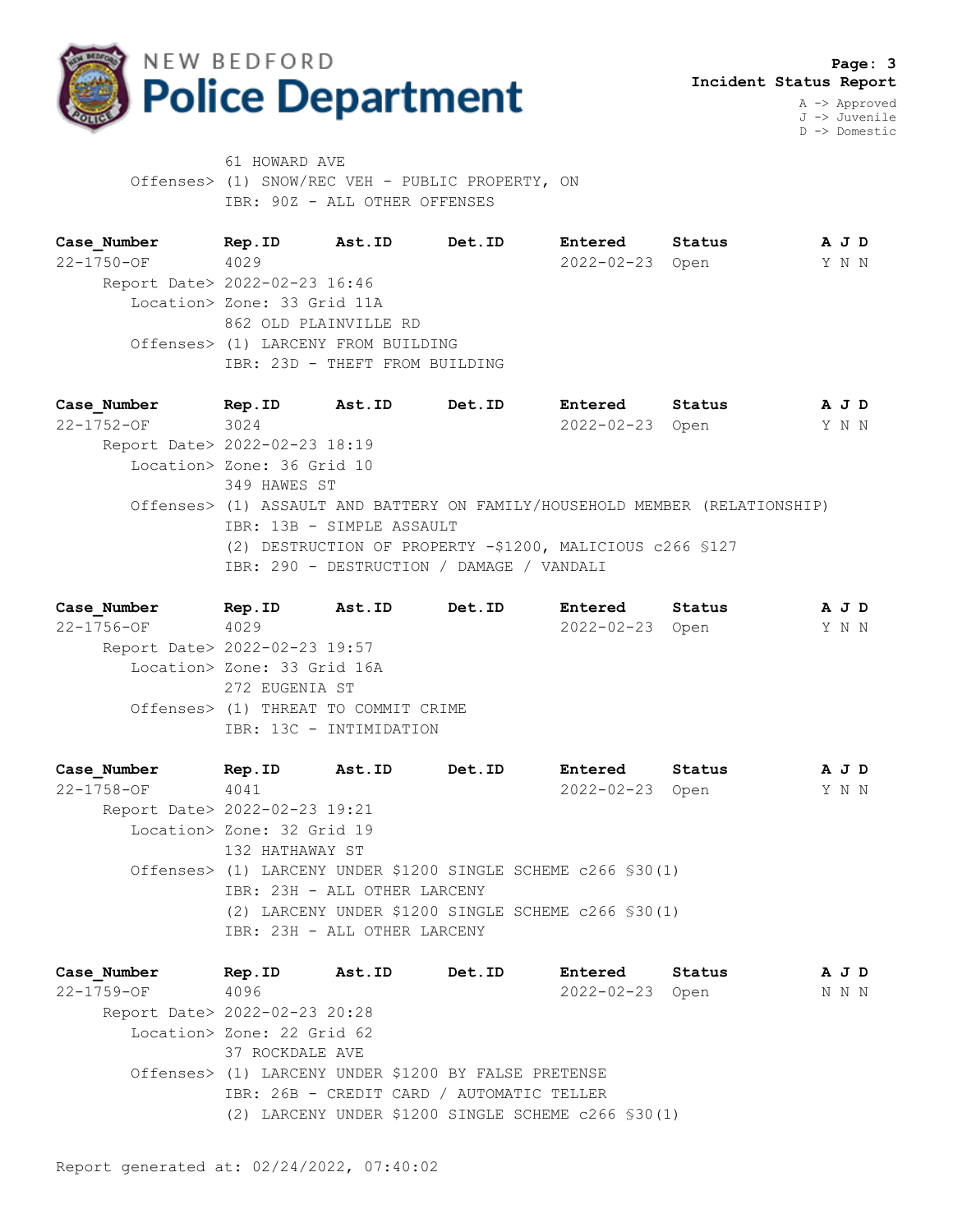61 HOWARD AVE
Offenses> (1) SNOW/REC VEH - PUBLIC PROPERTY, ON
IBR: 90Z - ALL OTHER OFFENSES

| Case_Number | Rep.ID | Ast.ID | Det.ID | Entered | Status | A J D |
|---|---|---|---|---|---|---|
| 22-1750-OF | 4029 | | | 2022-02-23 | Open | Y N N |

Report Date> 2022-02-23 16:46
Location> Zone: 33 Grid 11A
862 OLD PLAINVILLE RD
Offenses> (1) LARCENY FROM BUILDING
IBR: 23D - THEFT FROM BUILDING

| Case_Number | Rep.ID | Ast.ID | Det.ID | Entered | Status | A J D |
|---|---|---|---|---|---|---|
| 22-1752-OF | 3024 | | | 2022-02-23 | Open | Y N N |

Report Date> 2022-02-23 18:19
Location> Zone: 36 Grid 10
349 HAWES ST
Offenses> (1) ASSAULT AND BATTERY ON FAMILY/HOUSEHOLD MEMBER (RELATIONSHIP)
IBR: 13B - SIMPLE ASSAULT
(2) DESTRUCTION OF PROPERTY -$1200, MALICIOUS c266 §127
IBR: 290 - DESTRUCTION / DAMAGE / VANDALI

| Case_Number | Rep.ID | Ast.ID | Det.ID | Entered | Status | A J D |
|---|---|---|---|---|---|---|
| 22-1756-OF | 4029 | | | 2022-02-23 | Open | Y N N |

Report Date> 2022-02-23 19:57
Location> Zone: 33 Grid 16A
272 EUGENIA ST
Offenses> (1) THREAT TO COMMIT CRIME
IBR: 13C - INTIMIDATION

| Case_Number | Rep.ID | Ast.ID | Det.ID | Entered | Status | A J D |
|---|---|---|---|---|---|---|
| 22-1758-OF | 4041 | | | 2022-02-23 | Open | Y N N |

Report Date> 2022-02-23 19:21
Location> Zone: 32 Grid 19
132 HATHAWAY ST
Offenses> (1) LARCENY UNDER $1200 SINGLE SCHEME c266 §30(1)
IBR: 23H - ALL OTHER LARCENY
(2) LARCENY UNDER $1200 SINGLE SCHEME c266 §30(1)
IBR: 23H - ALL OTHER LARCENY

| Case_Number | Rep.ID | Ast.ID | Det.ID | Entered | Status | A J D |
|---|---|---|---|---|---|---|
| 22-1759-OF | 4096 | | | 2022-02-23 | Open | N N N |

Report Date> 2022-02-23 20:28
Location> Zone: 22 Grid 62
37 ROCKDALE AVE
Offenses> (1) LARCENY UNDER $1200 BY FALSE PRETENSE
IBR: 26B - CREDIT CARD / AUTOMATIC TELLER
(2) LARCENY UNDER $1200 SINGLE SCHEME c266 §30(1)

Report generated at: 02/24/2022, 07:40:02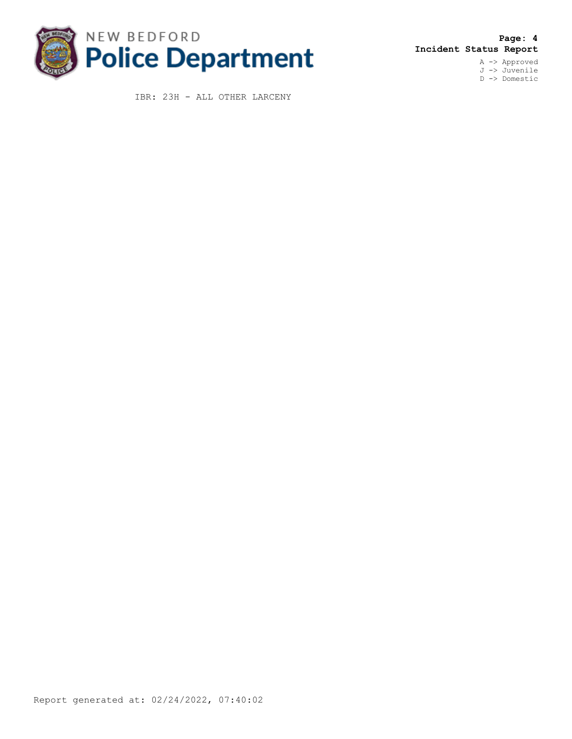**Incident Status Report**

A -> Approved
J -> Juvenile
D -> Domestic

IBR: 23H - ALL OTHER LARCENY

Report generated at: 02/24/2022, 07:40:02